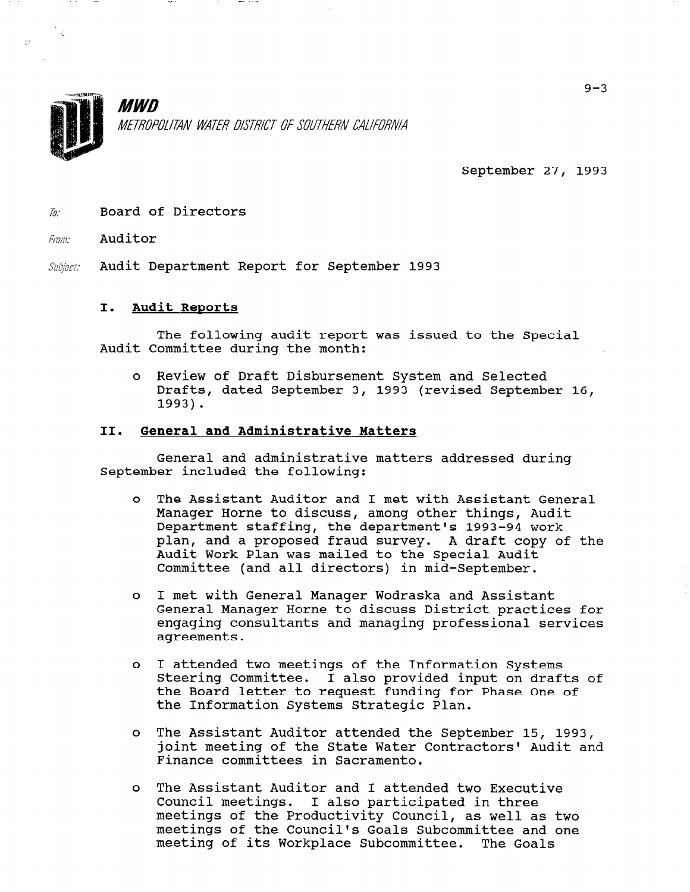**MWD**

METROPOLITAN WATER DISTRICT OF SOUTHERN CALIFORNIA

September 27, 1993

To: Board of Directors

From: Auditor

Subject: Audit Department Report for September 1993

## I. Audit Reports

The following audit report was issued to the Special Audit Committee during the month:

- Review of Draft Disbursement System and Selected Drafts, dated September 3, 1993 (revised September 16, 1993).

## II. General and Administrative Matters

General and administrative matters addressed during September included the following:

- The Assistant Auditor and I met with Assistant General Manager Horne to discuss, among other things, Audit Department staffing, the department's 1993-94 work plan, and a proposed fraud survey. A draft copy of the Audit Work Plan was mailed to the Special Audit Committee (and all directors) in mid-September.

- I met with General Manager Wodraska and Assistant General Manager Horne to discuss District practices for engaging consultants and managing professional services agreements.

- I attended two meetings of the Information Systems Steering Committee. I also provided input on drafts of the Board letter to request funding for Phase One of the Information Systems Strategic Plan.

- The Assistant Auditor attended the September 15, 1993, joint meeting of the State Water Contractors' Audit and Finance committees in Sacramento.

- The Assistant Auditor and I attended two Executive Council meetings. I also participated in three meetings of the Productivity Council, as well as two meetings of the Council's Goals Subcommittee and one meeting of its Workplace Subcommittee. The Goals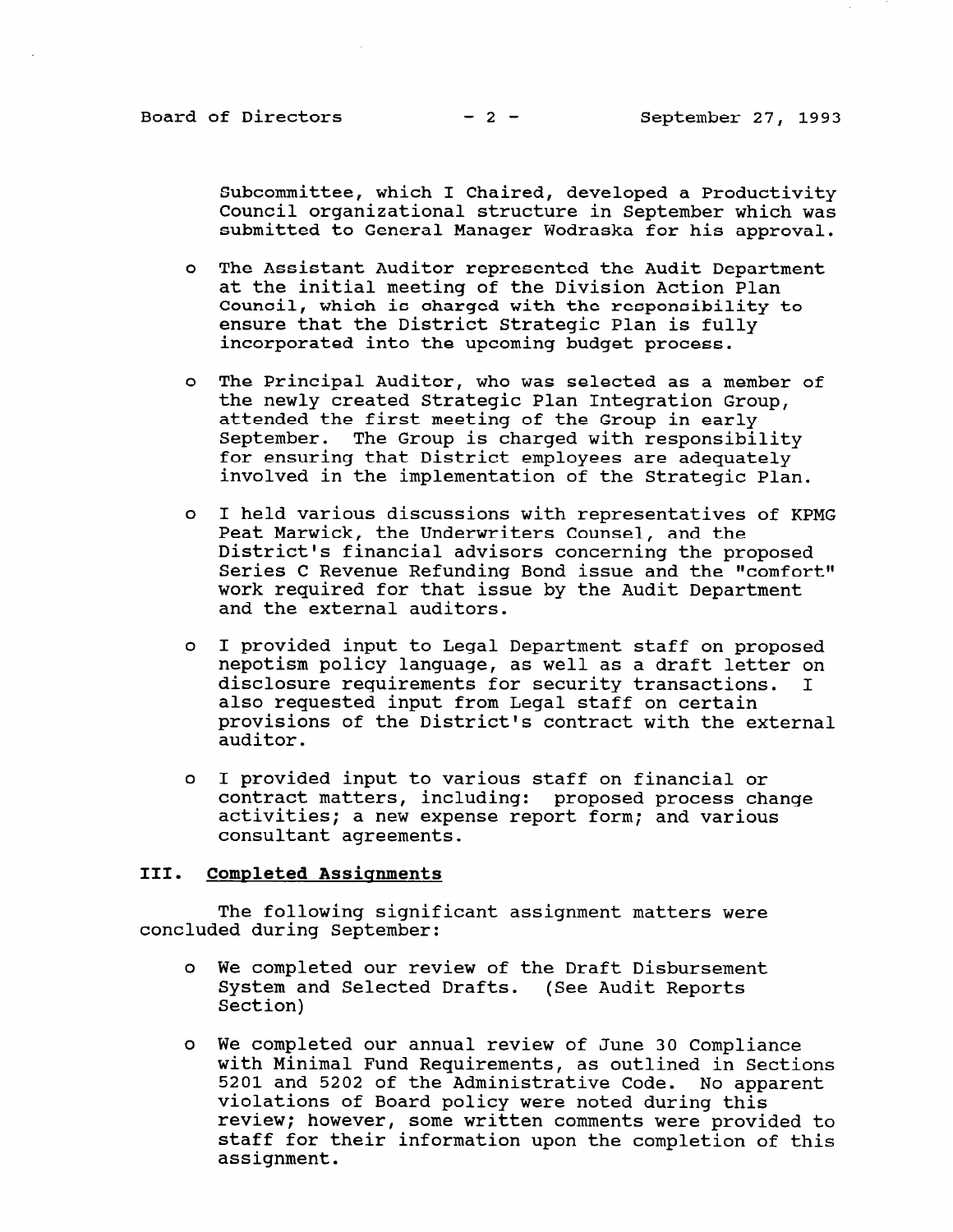Subcommittee, which I Chaired, developed a Productivity Council organizational structure in September which was submitted to General Manager Wodraska for his approval.

- The Assistant Auditor represented the Audit Department at the initial meeting of the Division Action Plan Council, which is charged with the responsibility to ensure that the District Strategic Plan is fully incorporated into the upcoming budget process.

- The Principal Auditor, who was selected as a member of the newly created Strategic Plan Integration Group, attended the first meeting of the Group in early September. The Group is charged with responsibility for ensuring that District employees are adequately involved in the implementation of the Strategic Plan.

- I held various discussions with representatives of KPMG Peat Marwick, the Underwriters Counsel, and the District's financial advisors concerning the proposed Series C Revenue Refunding Bond issue and the "comfort" work required for that issue by the Audit Department and the external auditors.

- I provided input to Legal Department staff on proposed nepotism policy language, as well as a draft letter on disclosure requirements for security transactions. I also requested input from Legal staff on certain provisions of the District's contract with the external auditor.

- I provided input to various staff on financial or contract matters, including: proposed process change activities; a new expense report form; and various consultant agreements.

## III. Completed Assignments

The following significant assignment matters were concluded during September:

- We completed our review of the Draft Disbursement System and Selected Drafts. (See Audit Reports Section)

- We completed our annual review of June 30 Compliance with Minimal Fund Requirements, as outlined in Sections 5201 and 5202 of the Administrative Code. No apparent violations of Board policy were noted during this review; however, some written comments were provided to staff for their information upon the completion of this assignment.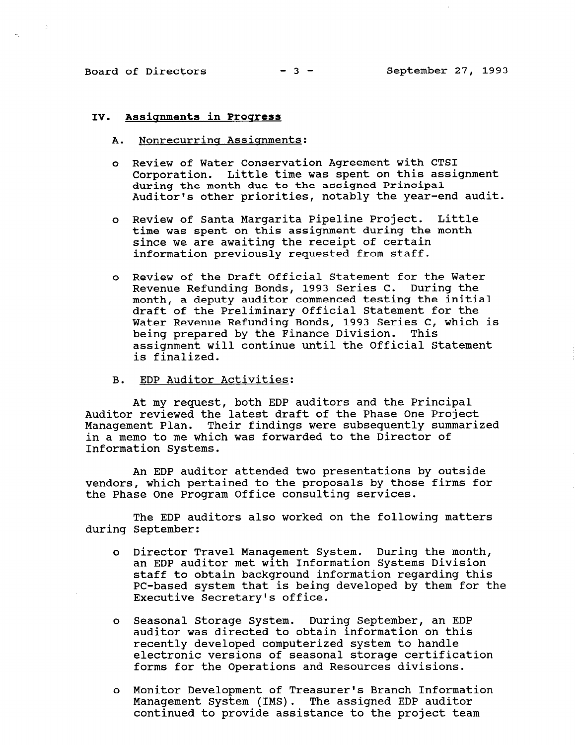## IV. Assignments in Progress

### A. Nonrecurring Assignments:

- Review of Water Conservation Agreement with CTSI Corporation. Little time was spent on this assignment during the month due to the assigned Principal Auditor's other priorities, notably the year-end audit.

- Review of Santa Margarita Pipeline Project. Little time was spent on this assignment during the month since we are awaiting the receipt of certain information previously requested from staff.

- Review of the Draft Official Statement for the Water Revenue Refunding Bonds, 1993 Series C. During the month, a deputy auditor commenced testing the initial draft of the Preliminary Official Statement for the Water Revenue Refunding Bonds, 1993 Series C, which is being prepared by the Finance Division. This assignment will continue until the Official Statement is finalized.

### B. EDP Auditor Activities:

At my request, both EDP auditors and the Principal Auditor reviewed the latest draft of the Phase One Project Management Plan. Their findings were subsequently summarized in a memo to me which was forwarded to the Director of Information Systems.

An EDP auditor attended two presentations by outside vendors, which pertained to the proposals by those firms for the Phase One Program Office consulting services.

The EDP auditors also worked on the following matters during September:

- Director Travel Management System. During the month, an EDP auditor met with Information Systems Division staff to obtain background information regarding this PC-based system that is being developed by them for the Executive Secretary's office.

- Seasonal Storage System. During September, an EDP auditor was directed to obtain information on this recently developed computerized system to handle electronic versions of seasonal storage certification forms for the Operations and Resources divisions.

- Monitor Development of Treasurer's Branch Information Management System (IMS). The assigned EDP auditor continued to provide assistance to the project team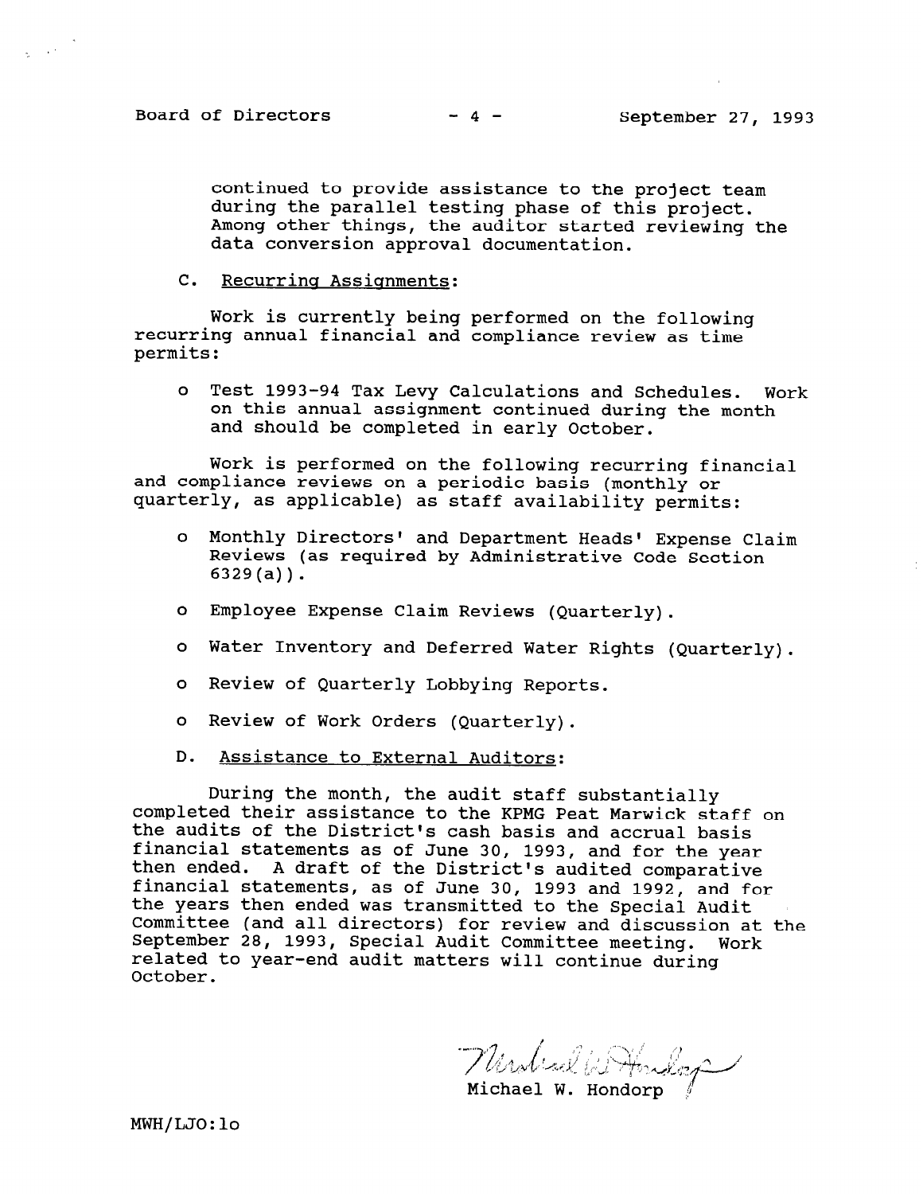continued to provide assistance to the project team during the parallel testing phase of this project. Among other things, the auditor started reviewing the data conversion approval documentation.

C. Recurring Assignments:

Work is currently being performed on the following recurring annual financial and compliance review as time permits:

- Test 1993-94 Tax Levy Calculations and Schedules. Work on this annual assignment continued during the month and should be completed in early October.

Work is performed on the following recurring financial and compliance reviews on a periodic basis (monthly or quarterly, as applicable) as staff availability permits:

- Monthly Directors' and Department Heads' Expense Claim Reviews (as required by Administrative Code Section 6329(a)).
- Employee Expense Claim Reviews (Quarterly).
- Water Inventory and Deferred Water Rights (Quarterly).
- Review of Quarterly Lobbying Reports.
- Review of Work Orders (Quarterly).

D. Assistance to External Auditors:

During the month, the audit staff substantially completed their assistance to the KPMG Peat Marwick staff on the audits of the District's cash basis and accrual basis financial statements as of June 30, 1993, and for the year then ended. A draft of the District's audited comparative financial statements, as of June 30, 1993 and 1992, and for the years then ended was transmitted to the Special Audit Committee (and all directors) for review and discussion at the September 28, 1993, Special Audit Committee meeting. Work related to year-end audit matters will continue during October.

Michael W. Hondorp

MWH/LJO:lo